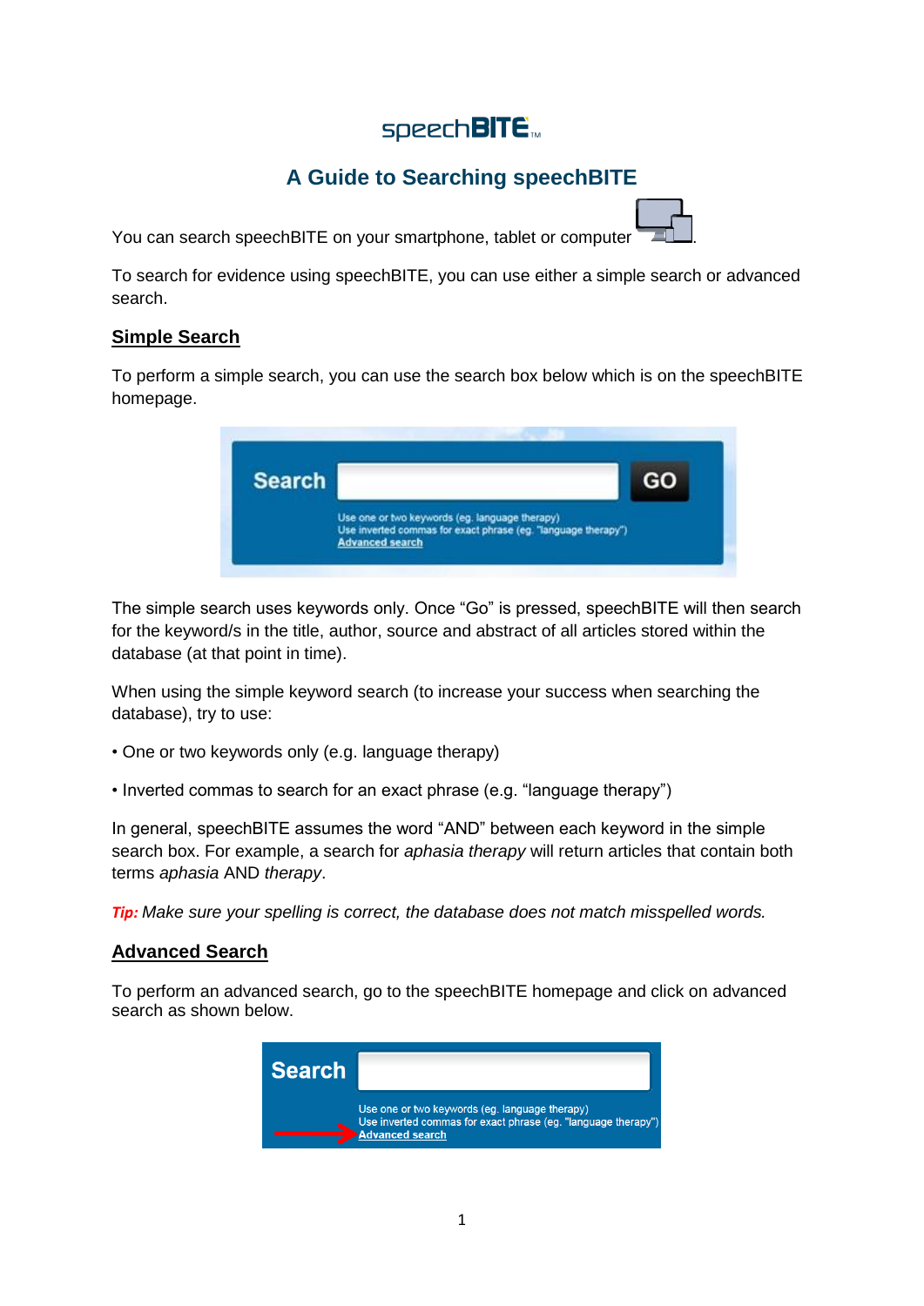speechBITE™

# A Guide to Searching speechBITE

You can search speechBITE on your smartphone, tablet or computer.

To search for evidence using speechBITE, you can use either a simple search or advanced search.

## Simple Search

To perform a simple search, you can use the search box below which is on the speechBITE homepage.

The simple search uses keywords only. Once "Go" is pressed, speechBITE will then search for the keyword/s in the title, author, source and abstract of all articles stored within the database (at that point in time).

When using the simple keyword search (to increase your success when searching the database), try to use:

• One or two keywords only (e.g. language therapy)

• Inverted commas to search for an exact phrase (e.g. "language therapy")

In general, speechBITE assumes the word "AND" between each keyword in the simple search box. For example, a search for *aphasia therapy* will return articles that contain both terms *aphasia* AND *therapy*.

***Tip:*** *Make sure your spelling is correct, the database does not match misspelled words.*

## Advanced Search

To perform an advanced search, go to the speechBITE homepage and click on advanced search as shown below.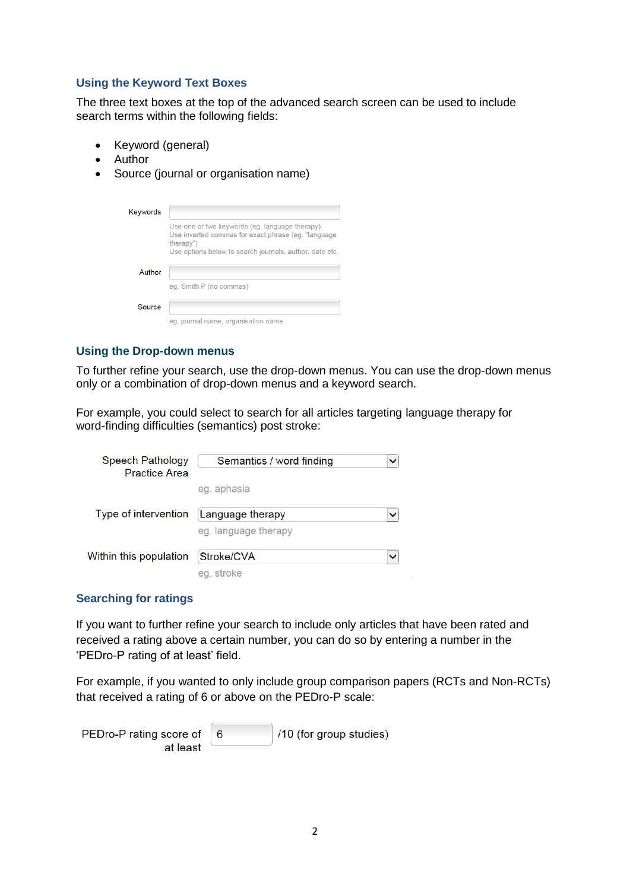### Using the Keyword Text Boxes

The three text boxes at the top of the advanced search screen can be used to include search terms within the following fields:

- Keyword (general)
- Author
- Source (journal or organisation name)

Keywords [ ]
Use one or two keywords (eg. language therapy)
Use inverted commas for exact phrase (eg. "language therapy")
Use options below to search journals, author, date etc.

Author [ ]
eg. Smith P (no commas)

Source [ ]
eg. journal name, organisation name

### Using the Drop-down menus

To further refine your search, use the drop-down menus. You can use the drop-down menus only or a combination of drop-down menus and a keyword search.

For example, you could select to search for all articles targeting language therapy for word-finding difficulties (semantics) post stroke:

Speech Pathology Practice Area [Semantics / word finding]
eg. aphasia

Type of intervention [Language therapy]
eg. language therapy

Within this population [Stroke/CVA]
eg. stroke

### Searching for ratings

If you want to further refine your search to include only articles that have been rated and received a rating above a certain number, you can do so by entering a number in the 'PEDro-P rating of at least' field.

For example, if you wanted to only include group comparison papers (RCTs and Non-RCTs) that received a rating of 6 or above on the PEDro-P scale:

PEDro-P rating score of at least [6] /10 (for group studies)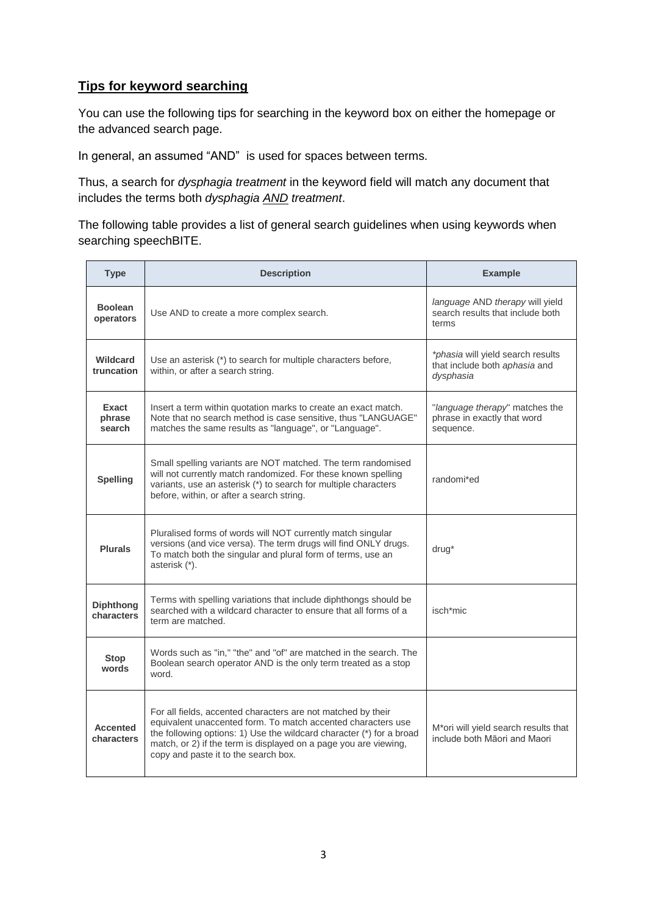## **Tips for keyword searching**

You can use the following tips for searching in the keyword box on either the homepage or the advanced search page.

In general, an assumed "AND" is used for spaces between terms.

Thus, a search for *dysphagia treatment* in the keyword field will match any document that includes the terms both *dysphagia AND treatment*.

The following table provides a list of general search guidelines when using keywords when searching speechBITE.

| Type | Description | Example |
|---|---|---|
| **Boolean operators** | Use AND to create a more complex search. | *language* AND *therapy* will yield search results that include both terms |
| **Wildcard truncation** | Use an asterisk (*) to search for multiple characters before, within, or after a search string. | *\*phasia* will yield search results that include both *aphasia* and *dysphasia* |
| **Exact phrase search** | Insert a term within quotation marks to create an exact match. Note that no search method is case sensitive, thus "LANGUAGE" matches the same results as "language", or "Language". | "*language therapy*" matches the phrase in exactly that word sequence. |
| **Spelling** | Small spelling variants are NOT matched. The term randomised will not currently match randomized. For these known spelling variants, use an asterisk (*) to search for multiple characters before, within, or after a search string. | randomi*ed |
| **Plurals** | Pluralised forms of words will NOT currently match singular versions (and vice versa). The term drugs will find ONLY drugs. To match both the singular and plural form of terms, use an asterisk (*). | drug* |
| **Diphthong characters** | Terms with spelling variations that include diphthongs should be searched with a wildcard character to ensure that all forms of a term are matched. | isch*mic |
| **Stop words** | Words such as "in," "the" and "of" are matched in the search. The Boolean search operator AND is the only term treated as a stop word. | |
| **Accented characters** | For all fields, accented characters are not matched by their equivalent unaccented form. To match accented characters use the following options: 1) Use the wildcard character (*) for a broad match, or 2) if the term is displayed on a page you are viewing, copy and paste it to the search box. | M*ori will yield search results that include both Māori and Maori |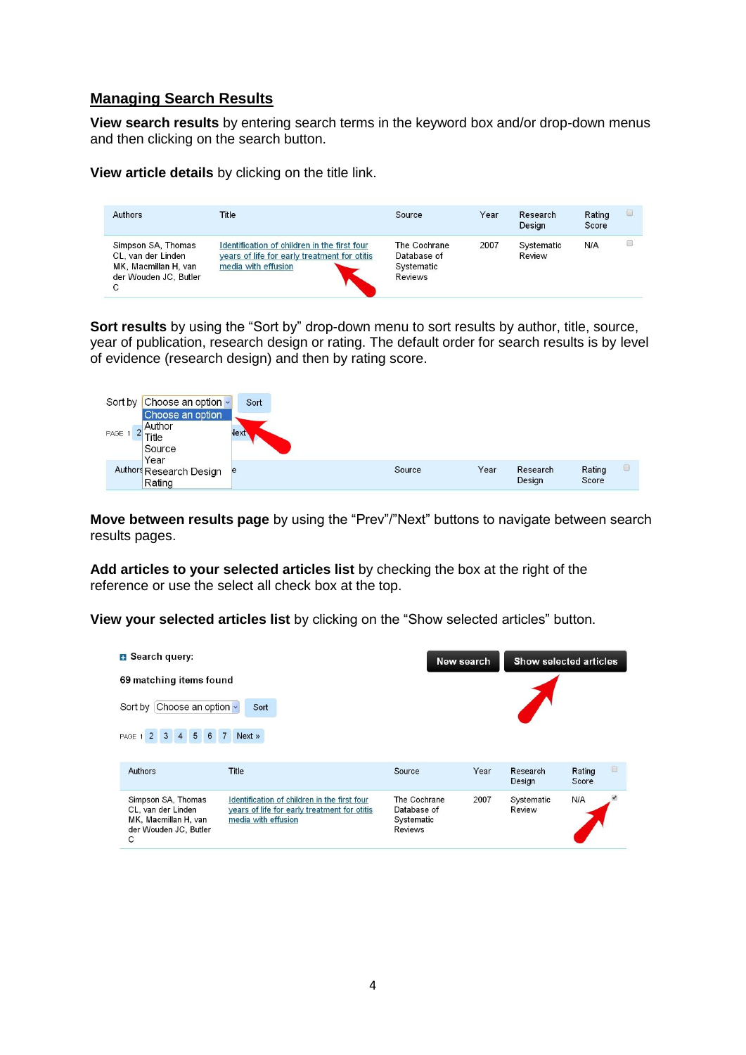## Managing Search Results

**View search results** by entering search terms in the keyword box and/or drop-down menus and then clicking on the search button.

**View article details** by clicking on the title link.

| Authors | Title | Source | Year | Research Design | Rating Score | ☐ |
|---|---|---|---|---|---|---|
| Simpson SA, Thomas CL, van der Linden MK, Macmillan H, van der Wouden JC, Butler C | Identification of children in the first four years of life for early treatment for otitis media with effusion | The Cochrane Database of Systematic Reviews | 2007 | Systematic Review | N/A | ☐ |

**Sort results** by using the "Sort by" drop-down menu to sort results by author, title, source, year of publication, research design or rating. The default order for search results is by level of evidence (research design) and then by rating score.

Sort by [Choose an option] Sort

- Choose an option
- Author
- Title
- Source
- Year
- Research Design
- Rating

| Authors | Title | Source | Year | Research Design | Rating Score | ☐ |
|---|---|---|---|---|---|---|

**Move between results page** by using the "Prev"/"Next" buttons to navigate between search results pages.

**Add articles to your selected articles list** by checking the box at the right of the reference or use the select all check box at the top.

**View your selected articles list** by clicking on the "Show selected articles" button.

Search query:

69 matching items found

Sort by [Choose an option] Sort

PAGE 1 2 3 4 5 6 7 Next »

New search | Show selected articles

| Authors | Title | Source | Year | Research Design | Rating Score | ☐ |
|---|---|---|---|---|---|---|
| Simpson SA, Thomas CL, van der Linden MK, Macmillan H, van der Wouden JC, Butler C | Identification of children in the first four years of life for early treatment for otitis media with effusion | The Cochrane Database of Systematic Reviews | 2007 | Systematic Review | N/A | ☑ |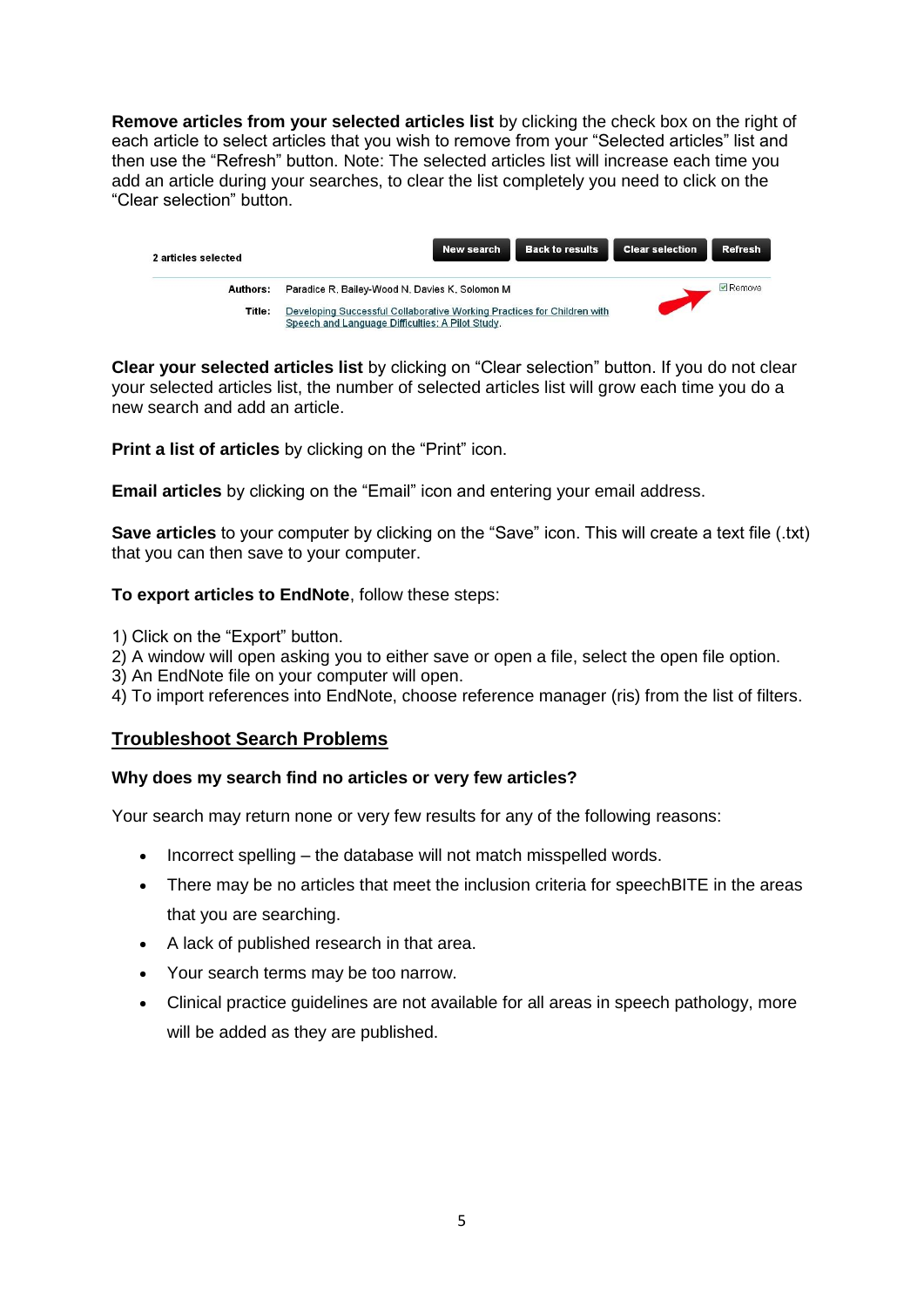**Remove articles from your selected articles list** by clicking the check box on the right of each article to select articles that you wish to remove from your “Selected articles” list and then use the “Refresh” button. Note: The selected articles list will increase each time you add an article during your searches, to clear the list completely you need to click on the “Clear selection” button.

**Clear your selected articles list** by clicking on “Clear selection” button. If you do not clear your selected articles list, the number of selected articles list will grow each time you do a new search and add an article.

**Print a list of articles** by clicking on the “Print” icon.

**Email articles** by clicking on the “Email” icon and entering your email address.

**Save articles** to your computer by clicking on the “Save” icon. This will create a text file (.txt) that you can then save to your computer.

**To export articles to EndNote**, follow these steps:

1) Click on the “Export” button.
2) A window will open asking you to either save or open a file, select the open file option.
3) An EndNote file on your computer will open.
4) To import references into EndNote, choose reference manager (ris) from the list of filters.

## Troubleshoot Search Problems

### Why does my search find no articles or very few articles?

Your search may return none or very few results for any of the following reasons:

- Incorrect spelling – the database will not match misspelled words.
- There may be no articles that meet the inclusion criteria for speechBITE in the areas that you are searching.
- A lack of published research in that area.
- Your search terms may be too narrow.
- Clinical practice guidelines are not available for all areas in speech pathology, more will be added as they are published.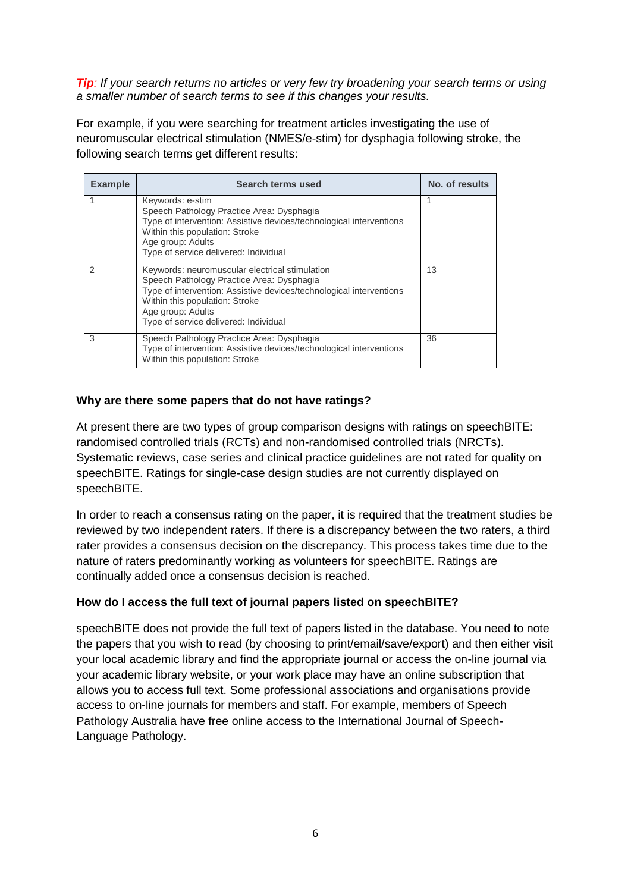***Tip**: If your search returns no articles or very few try broadening your search terms or using a smaller number of search terms to see if this changes your results.*

For example, if you were searching for treatment articles investigating the use of neuromuscular electrical stimulation (NMES/e-stim) for dysphagia following stroke, the following search terms get different results:

| Example | Search terms used | No. of results |
|---|---|---|
| 1 | Keywords: e-stim<br>Speech Pathology Practice Area: Dysphagia<br>Type of intervention: Assistive devices/technological interventions<br>Within this population: Stroke<br>Age group: Adults<br>Type of service delivered: Individual | 1 |
| 2 | Keywords: neuromuscular electrical stimulation<br>Speech Pathology Practice Area: Dysphagia<br>Type of intervention: Assistive devices/technological interventions<br>Within this population: Stroke<br>Age group: Adults<br>Type of service delivered: Individual | 13 |
| 3 | Speech Pathology Practice Area: Dysphagia<br>Type of intervention: Assistive devices/technological interventions<br>Within this population: Stroke | 36 |

**Why are there some papers that do not have ratings?**

At present there are two types of group comparison designs with ratings on speechBITE: randomised controlled trials (RCTs) and non-randomised controlled trials (NRCTs). Systematic reviews, case series and clinical practice guidelines are not rated for quality on speechBITE. Ratings for single-case design studies are not currently displayed on speechBITE.

In order to reach a consensus rating on the paper, it is required that the treatment studies be reviewed by two independent raters. If there is a discrepancy between the two raters, a third rater provides a consensus decision on the discrepancy. This process takes time due to the nature of raters predominantly working as volunteers for speechBITE. Ratings are continually added once a consensus decision is reached.

**How do I access the full text of journal papers listed on speechBITE?**

speechBITE does not provide the full text of papers listed in the database. You need to note the papers that you wish to read (by choosing to print/email/save/export) and then either visit your local academic library and find the appropriate journal or access the on-line journal via your academic library website, or your work place may have an online subscription that allows you to access full text. Some professional associations and organisations provide access to on-line journals for members and staff. For example, members of Speech Pathology Australia have free online access to the International Journal of Speech-Language Pathology.